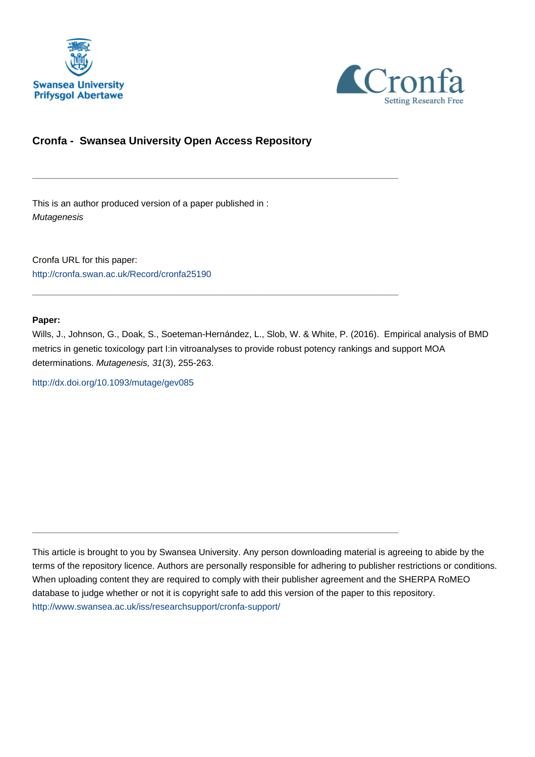Swansea University
Prifysgol Abertawe

Cronfa
Setting Research Free

## Cronfa - Swansea University Open Access Repository

---

This is an author produced version of a paper published in :
*Mutagenesis*

Cronfa URL for this paper:
http://cronfa.swan.ac.uk/Record/cronfa25190

---

**Paper:**

Wills, J., Johnson, G., Doak, S., Soeteman-Hernández, L., Slob, W. & White, P. (2016). Empirical analysis of BMD metrics in genetic toxicology part I:in vitroanalyses to provide robust potency rankings and support MOA determinations. *Mutagenesis, 31*(3), 255-263.

http://dx.doi.org/10.1093/mutage/gev085

---

This article is brought to you by Swansea University. Any person downloading material is agreeing to abide by the terms of the repository licence. Authors are personally responsible for adhering to publisher restrictions or conditions. When uploading content they are required to comply with their publisher agreement and the SHERPA RoMEO database to judge whether or not it is copyright safe to add this version of the paper to this repository.
http://www.swansea.ac.uk/iss/researchsupport/cronfa-support/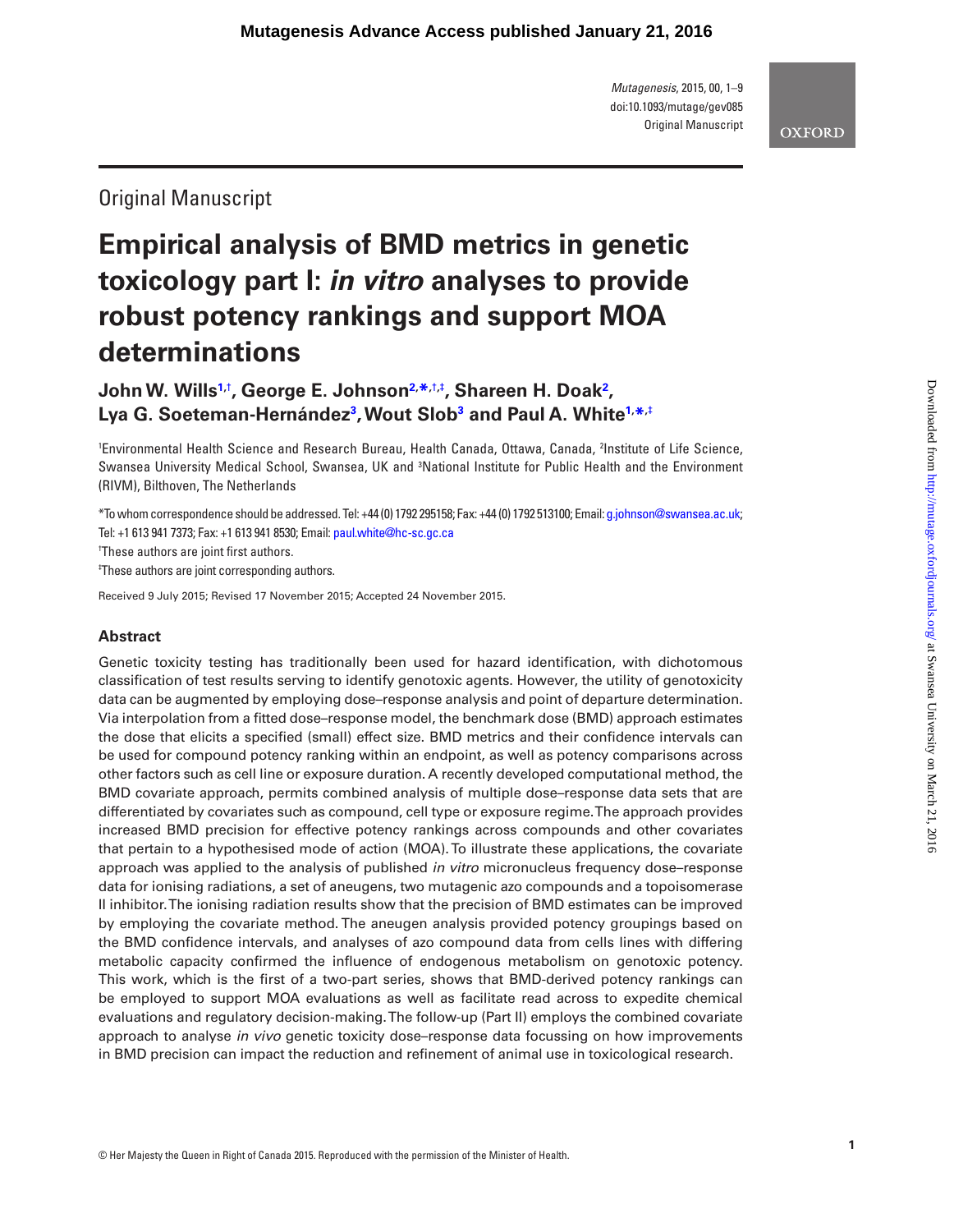Original Manuscript

# Empirical analysis of BMD metrics in genetic toxicology part I: *in vitro* analyses to provide robust potency rankings and support MOA determinations

**John W. Wills[1,†], George E. Johnson[2,*,†,‡], Shareen H. Doak[2], Lya G. Soeteman-Hernández[3], Wout Slob[3] and Paul A. White[1,*,‡]**

[1]Environmental Health Science and Research Bureau, Health Canada, Ottawa, Canada, [2]Institute of Life Science, Swansea University Medical School, Swansea, UK and [3]National Institute for Public Health and the Environment (RIVM), Bilthoven, The Netherlands

*To whom correspondence should be addressed. Tel: +44 (0) 1792 295158; Fax: +44 (0) 1792 513100; Email: g.johnson@swansea.ac.uk; Tel: +1 613 941 7373; Fax: +1 613 941 8530; Email: paul.white@hc-sc.gc.ca

†These authors are joint first authors.

‡These authors are joint corresponding authors.

Received 9 July 2015; Revised 17 November 2015; Accepted 24 November 2015.

## Abstract

Genetic toxicity testing has traditionally been used for hazard identification, with dichotomous classification of test results serving to identify genotoxic agents. However, the utility of genotoxicity data can be augmented by employing dose–response analysis and point of departure determination. Via interpolation from a fitted dose–response model, the benchmark dose (BMD) approach estimates the dose that elicits a specified (small) effect size. BMD metrics and their confidence intervals can be used for compound potency ranking within an endpoint, as well as potency comparisons across other factors such as cell line or exposure duration. A recently developed computational method, the BMD covariate approach, permits combined analysis of multiple dose–response data sets that are differentiated by covariates such as compound, cell type or exposure regime. The approach provides increased BMD precision for effective potency rankings across compounds and other covariates that pertain to a hypothesised mode of action (MOA). To illustrate these applications, the covariate approach was applied to the analysis of published *in vitro* micronucleus frequency dose–response data for ionising radiations, a set of aneugens, two mutagenic azo compounds and a topoisomerase II inhibitor. The ionising radiation results show that the precision of BMD estimates can be improved by employing the covariate method. The aneugen analysis provided potency groupings based on the BMD confidence intervals, and analyses of azo compound data from cells lines with differing metabolic capacity confirmed the influence of endogenous metabolism on genotoxic potency. This work, which is the first of a two-part series, shows that BMD-derived potency rankings can be employed to support MOA evaluations as well as facilitate read across to expedite chemical evaluations and regulatory decision-making. The follow-up (Part II) employs the combined covariate approach to analyse *in vivo* genetic toxicity dose–response data focussing on how improvements in BMD precision can impact the reduction and refinement of animal use in toxicological research.

© Her Majesty the Queen in Right of Canada 2015. Reproduced with the permission of the Minister of Health.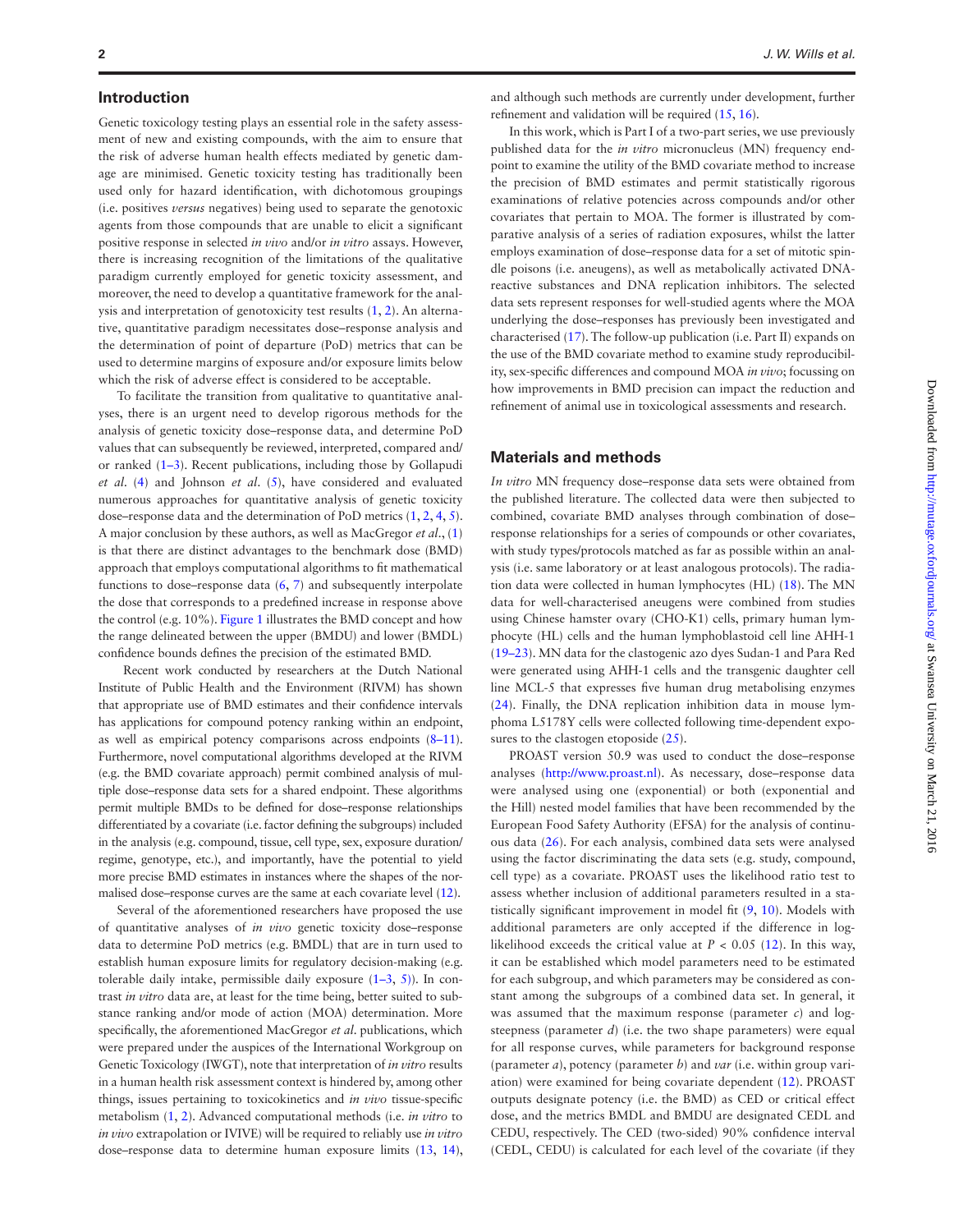## Introduction

Genetic toxicology testing plays an essential role in the safety assessment of new and existing compounds, with the aim to ensure that the risk of adverse human health effects mediated by genetic damage are minimised. Genetic toxicity testing has traditionally been used only for hazard identification, with dichotomous groupings (i.e. positives *versus* negatives) being used to separate the genotoxic agents from those compounds that are unable to elicit a significant positive response in selected *in vivo* and/or *in vitro* assays. However, there is increasing recognition of the limitations of the qualitative paradigm currently employed for genetic toxicity assessment, and moreover, the need to develop a quantitative framework for the analysis and interpretation of genotoxicity test results (1, 2). An alternative, quantitative paradigm necessitates dose–response analysis and the determination of point of departure (PoD) metrics that can be used to determine margins of exposure and/or exposure limits below which the risk of adverse effect is considered to be acceptable.

To facilitate the transition from qualitative to quantitative analyses, there is an urgent need to develop rigorous methods for the analysis of genetic toxicity dose–response data, and determine PoD values that can subsequently be reviewed, interpreted, compared and/or ranked (1–3). Recent publications, including those by Gollapudi *et al.* (4) and Johnson *et al.* (5), have considered and evaluated numerous approaches for quantitative analysis of genetic toxicity dose–response data and the determination of PoD metrics (1, 2, 4, 5). A major conclusion by these authors, as well as MacGregor *et al.*, (1) is that there are distinct advantages to the benchmark dose (BMD) approach that employs computational algorithms to fit mathematical functions to dose–response data (6, 7) and subsequently interpolate the dose that corresponds to a predefined increase in response above the control (e.g. 10%). Figure 1 illustrates the BMD concept and how the range delineated between the upper (BMDU) and lower (BMDL) confidence bounds defines the precision of the estimated BMD.

Recent work conducted by researchers at the Dutch National Institute of Public Health and the Environment (RIVM) has shown that appropriate use of BMD estimates and their confidence intervals has applications for compound potency ranking within an endpoint, as well as empirical potency comparisons across endpoints (8–11). Furthermore, novel computational algorithms developed at the RIVM (e.g. the BMD covariate approach) permit combined analysis of multiple dose–response data sets for a shared endpoint. These algorithms permit multiple BMDs to be defined for dose–response relationships differentiated by a covariate (i.e. factor defining the subgroups) included in the analysis (e.g. compound, tissue, cell type, sex, exposure duration/regime, genotype, etc.), and importantly, have the potential to yield more precise BMD estimates in instances where the shapes of the normalised dose–response curves are the same at each covariate level (12).

Several of the aforementioned researchers have proposed the use of quantitative analyses of *in vivo* genetic toxicity dose–response data to determine PoD metrics (e.g. BMDL) that are in turn used to establish human exposure limits for regulatory decision-making (e.g. tolerable daily intake, permissible daily exposure (1–3, 5)). In contrast *in vitro* data are, at least for the time being, better suited to substance ranking and/or mode of action (MOA) determination. More specifically, the aforementioned MacGregor *et al.* publications, which were prepared under the auspices of the International Workgroup on Genetic Toxicology (IWGT), note that interpretation of *in vitro* results in a human health risk assessment context is hindered by, among other things, issues pertaining to toxicokinetics and *in vivo* tissue-specific metabolism (1, 2). Advanced computational methods (i.e. *in vitro* to *in vivo* extrapolation or IVIVE) will be required to reliably use *in vitro* dose–response data to determine human exposure limits (13, 14), and although such methods are currently under development, further refinement and validation will be required (15, 16).

In this work, which is Part I of a two-part series, we use previously published data for the *in vitro* micronucleus (MN) frequency endpoint to examine the utility of the BMD covariate method to increase the precision of BMD estimates and permit statistically rigorous examinations of relative potencies across compounds and/or other covariates that pertain to MOA. The former is illustrated by comparative analysis of a series of radiation exposures, whilst the latter employs examination of dose–response data for a set of mitotic spindle poisons (i.e. aneugens), as well as metabolically activated DNA-reactive substances and DNA replication inhibitors. The selected data sets represent responses for well-studied agents where the MOA underlying the dose–responses has previously been investigated and characterised (17). The follow-up publication (i.e. Part II) expands on the use of the BMD covariate method to examine study reproducibility, sex-specific differences and compound MOA *in vivo*; focussing on how improvements in BMD precision can impact the reduction and refinement of animal use in toxicological assessments and research.

## Materials and methods

*In vitro* MN frequency dose–response data sets were obtained from the published literature. The collected data were then subjected to combined, covariate BMD analyses through combination of dose–response relationships for a series of compounds or other covariates, with study types/protocols matched as far as possible within an analysis (i.e. same laboratory or at least analogous protocols). The radiation data were collected in human lymphocytes (HL) (18). The MN data for well-characterised aneugens were combined from studies using Chinese hamster ovary (CHO-K1) cells, primary human lymphocyte (HL) cells and the human lymphoblastoid cell line AHH-1 (19–23). MN data for the clastogenic azo dyes Sudan-1 and Para Red were generated using AHH-1 cells and the transgenic daughter cell line MCL-5 that expresses five human drug metabolising enzymes (24). Finally, the DNA replication inhibition data in mouse lymphoma L5178Y cells were collected following time-dependent exposures to the clastogen etoposide (25).

PROAST version 50.9 was used to conduct the dose–response analyses (http://www.proast.nl). As necessary, dose–response data were analysed using one (exponential) or both (exponential and the Hill) nested model families that have been recommended by the European Food Safety Authority (EFSA) for the analysis of continuous data (26). For each analysis, combined data sets were analysed using the factor discriminating the data sets (e.g. study, compound, cell type) as a covariate. PROAST uses the likelihood ratio test to assess whether inclusion of additional parameters resulted in a statistically significant improvement in model fit (9, 10). Models with additional parameters are only accepted if the difference in log-likelihood exceeds the critical value at $P < 0.05$ (12). In this way, it can be established which model parameters need to be estimated for each subgroup, and which parameters may be considered as constant among the subgroups of a combined data set. In general, it was assumed that the maximum response (parameter *c*) and log-steepness (parameter *d*) (i.e. the two shape parameters) were equal for all response curves, while parameters for background response (parameter *a*), potency (parameter *b*) and *var* (i.e. within group variation) were examined for being covariate dependent (12). PROAST outputs designate potency (i.e. the BMD) as CED or critical effect dose, and the metrics BMDL and BMDU are designated CEDL and CEDU, respectively. The CED (two-sided) 90% confidence interval (CEDL, CEDU) is calculated for each level of the covariate (if they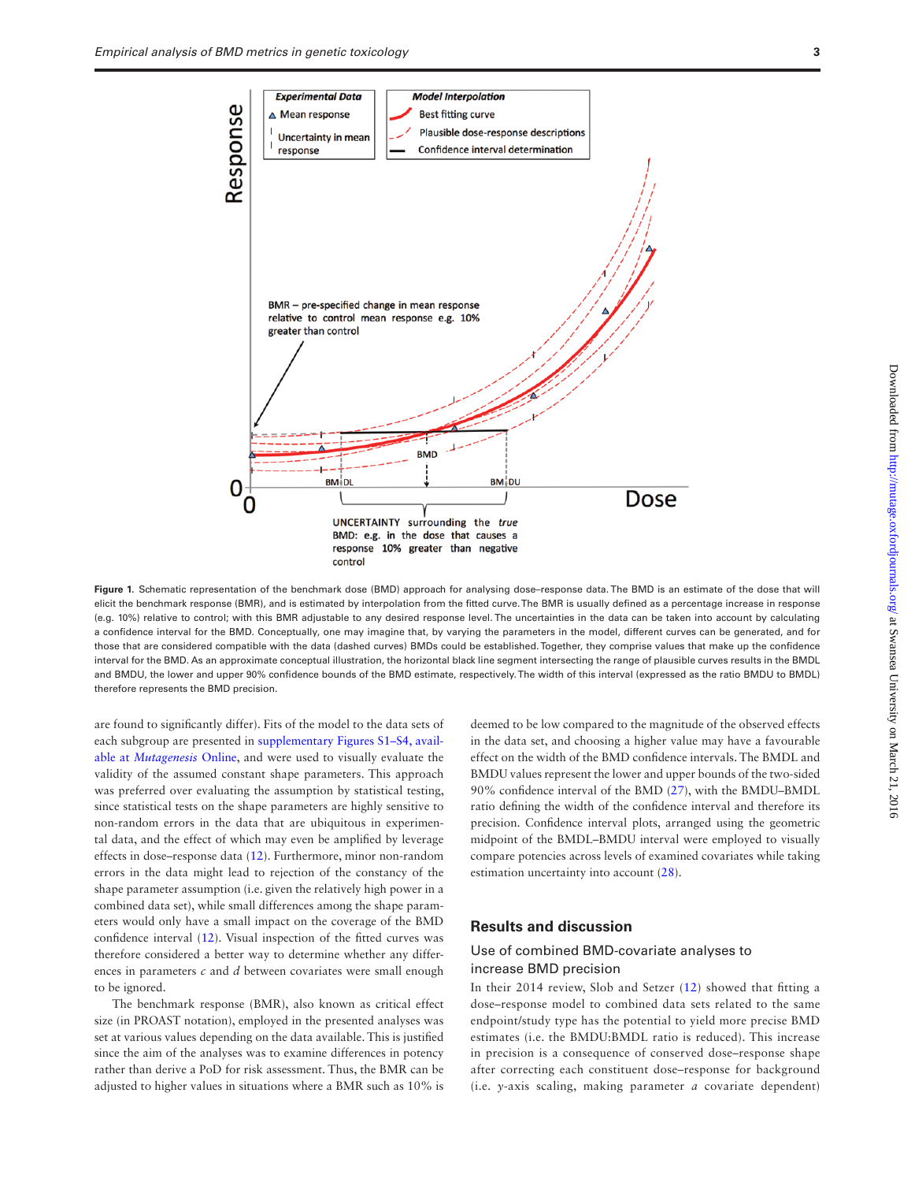Figure 1. Schematic representation of the benchmark dose (BMD) approach for analysing dose–response data. The BMD is an estimate of the dose that will elicit the benchmark response (BMR), and is estimated by interpolation from the fitted curve. The BMR is usually defined as a percentage increase in response (e.g. 10%) relative to control; with this BMR adjustable to any desired response level. The uncertainties in the data can be taken into account by calculating a confidence interval for the BMD. Conceptually, one may imagine that, by varying the parameters in the model, different curves can be generated, and for those that are considered compatible with the data (dashed curves) BMDs could be established. Together, they comprise values that make up the confidence interval for the BMD. As an approximate conceptual illustration, the horizontal black line segment intersecting the range of plausible curves results in the BMDL and BMDU, the lower and upper 90% confidence bounds of the BMD estimate, respectively. The width of this interval (expressed as the ratio BMDU to BMDL) therefore represents the BMD precision.

are found to significantly differ). Fits of the model to the data sets of each subgroup are presented in supplementary Figures S1–S4, available at *Mutagenesis* Online, and were used to visually evaluate the validity of the assumed constant shape parameters. This approach was preferred over evaluating the assumption by statistical testing, since statistical tests on the shape parameters are highly sensitive to non-random errors in the data that are ubiquitous in experimental data, and the effect of which may even be amplified by leverage effects in dose–response data (12). Furthermore, minor non-random errors in the data might lead to rejection of the constancy of the shape parameter assumption (i.e. given the relatively high power in a combined data set), while small differences among the shape parameters would only have a small impact on the coverage of the BMD confidence interval (12). Visual inspection of the fitted curves was therefore considered a better way to determine whether any differences in parameters $c$ and $d$ between covariates were small enough to be ignored.

The benchmark response (BMR), also known as critical effect size (in PROAST notation), employed in the presented analyses was set at various values depending on the data available. This is justified since the aim of the analyses was to examine differences in potency rather than derive a PoD for risk assessment. Thus, the BMR can be adjusted to higher values in situations where a BMR such as 10% is deemed to be low compared to the magnitude of the observed effects in the data set, and choosing a higher value may have a favourable effect on the width of the BMD confidence intervals. The BMDL and BMDU values represent the lower and upper bounds of the two-sided 90% confidence interval of the BMD (27), with the BMDU–BMDL ratio defining the width of the confidence interval and therefore its precision. Confidence interval plots, arranged using the geometric midpoint of the BMDL–BMDU interval were employed to visually compare potencies across levels of examined covariates while taking estimation uncertainty into account (28).

## Results and discussion

### Use of combined BMD-covariate analyses to increase BMD precision

In their 2014 review, Slob and Setzer (12) showed that fitting a dose–response model to combined data sets related to the same endpoint/study type has the potential to yield more precise BMD estimates (i.e. the BMDU:BMDL ratio is reduced). This increase in precision is a consequence of conserved dose–response shape after correcting each constituent dose–response for background (i.e. $y$-axis scaling, making parameter $a$ covariate dependent)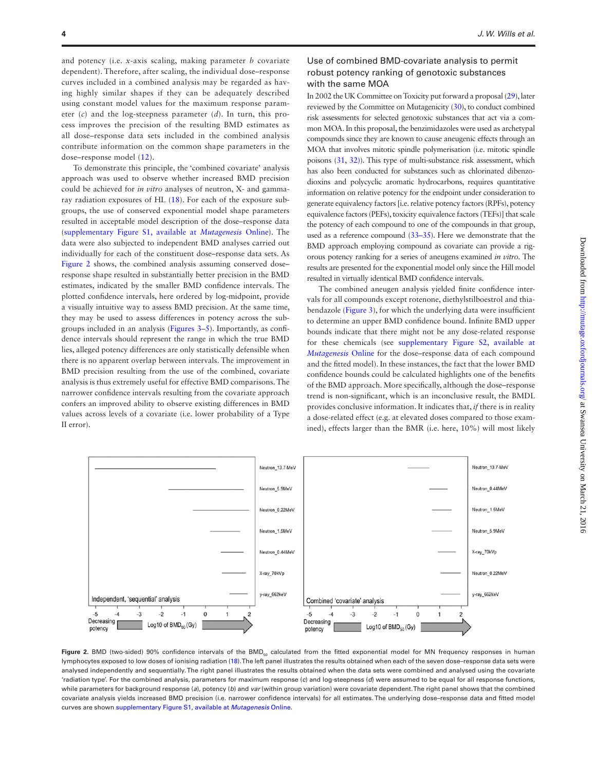and potency (i.e. *x*-axis scaling, making parameter *b* covariate dependent). Therefore, after scaling, the individual dose–response curves included in a combined analysis may be regarded as having highly similar shapes if they can be adequately described using constant model values for the maximum response parameter (*c*) and the log-steepness parameter (*d*). In turn, this process improves the precision of the resulting BMD estimates as all dose–response data sets included in the combined analysis contribute information on the common shape parameters in the dose–response model (12).

To demonstrate this principle, the 'combined covariate' analysis approach was used to observe whether increased BMD precision could be achieved for *in vitro* analyses of neutron, X- and gamma-ray radiation exposures of HL (18). For each of the exposure subgroups, the use of conserved exponential model shape parameters resulted in acceptable model description of the dose–response data (supplementary Figure S1, available at *Mutagenesis* Online). The data were also subjected to independent BMD analyses carried out individually for each of the constituent dose–response data sets. As Figure 2 shows, the combined analysis assuming conserved dose–response shape resulted in substantially better precision in the BMD estimates, indicated by the smaller BMD confidence intervals. The plotted confidence intervals, here ordered by log-midpoint, provide a visually intuitive way to assess BMD precision. At the same time, they may be used to assess differences in potency across the subgroups included in an analysis (Figures 3–5). Importantly, as confidence intervals should represent the range in which the true BMD lies, alleged potency differences are only statistically defensible when there is no apparent overlap between intervals. The improvement in BMD precision resulting from the use of the combined, covariate analysis is thus extremely useful for effective BMD comparisons. The narrower confidence intervals resulting from the covariate approach confers an improved ability to observe existing differences in BMD values across levels of a covariate (i.e. lower probability of a Type II error).

## Use of combined BMD-covariate analysis to permit robust potency ranking of genotoxic substances with the same MOA

In 2002 the UK Committee on Toxicity put forward a proposal (29), later reviewed by the Committee on Mutagenicity (30), to conduct combined risk assessments for selected genotoxic substances that act via a common MOA. In this proposal, the benzimidazoles were used as archetypal compounds since they are known to cause aneugenic effects through an MOA that involves mitotic spindle polymerisation (i.e. mitotic spindle poisons (31, 32)). This type of multi-substance risk assessment, which has also been conducted for substances such as chlorinated dibenzodioxins and polycyclic aromatic hydrocarbons, requires quantitative information on relative potency for the endpoint under consideration to generate equivalency factors [i.e. relative potency factors (RPFs), potency equivalence factors (PEFs), toxicity equivalence factors (TEFs)] that scale the potency of each compound to one of the compounds in that group, used as a reference compound (33–35). Here we demonstrate that the BMD approach employing compound as covariate can provide a rigorous potency ranking for a series of aneugens examined *in vitro*. The results are presented for the exponential model only since the Hill model resulted in virtually identical BMD confidence intervals.

The combined aneugen analysis yielded finite confidence intervals for all compounds except rotenone, diethylstilboestrol and thiabendazole (Figure 3), for which the underlying data were insufficient to determine an upper BMD confidence bound. Infinite BMD upper bounds indicate that there might not be any dose-related response for these chemicals (see supplementary Figure S2, available at *Mutagenesis* Online for the dose–response data of each compound and the fitted model). In these instances, the fact that the lower BMD confidence bounds could be calculated highlights one of the benefits of the BMD approach. More specifically, although the dose–response trend is non-significant, which is an inconclusive result, the BMDL provides conclusive information. It indicates that, *if* there is in reality a dose-related effect (e.g. at elevated doses compared to those examined), effects larger than the BMR (i.e. here, 10%) will most likely

**Figure 2.** BMD (two-sided) 90% confidence intervals of the $BMD_{50}$ calculated from the fitted exponential model for MN frequency responses in human lymphocytes exposed to low doses of ionising radiation (18). The left panel illustrates the results obtained when each of the seven dose–response data sets were analysed independently and sequentially. The right panel illustrates the results obtained when the data sets were combined and analysed using the covariate 'radiation type'. For the combined analysis, parameters for maximum response (*c*) and log-steepness (*d*) were assumed to be equal for all response functions, while parameters for background response (*a*), potency (*b*) and *var* (within group variation) were covariate dependent. The right panel shows that the combined covariate analysis yields increased BMD precision (i.e. narrower confidence intervals) for all estimates. The underlying dose–response data and fitted model curves are shown supplementary Figure S1, available at *Mutagenesis* Online.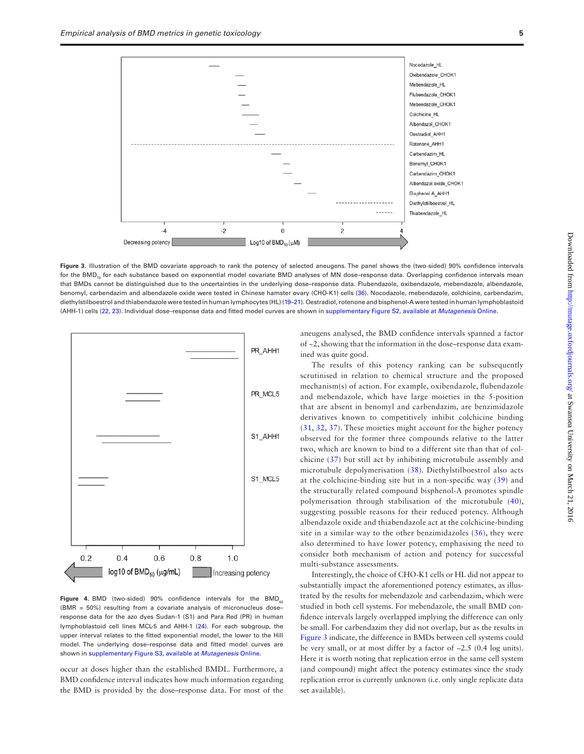**Figure 3.** Illustration of the BMD covariate approach to rank the potency of selected aneugens. The panel shows the (two-sided) 90% confidence intervals for the $BMD_{10}$ for each substance based on exponential model covariate BMD analyses of MN dose–response data. Overlapping confidence intervals mean that BMDs cannot be distinguished due to the uncertainties in the underlying dose–response data. Flubendazole, oxibendazole, mebendazole, albendazole, benomyl, carbendazim and albendazole oxide were tested in Chinese hamster ovary (CHO-K1) cells (36). Nocodazole, mebendazole, colchicine, carbendazim, diethylstilboestrol and thiabendazole were tested in human lymphocytes (HL) (19–21). Oestradiol, rotenone and bisphenol-A were tested in human lymphoblastoid (AHH-1) cells (22, 23). Individual dose–response data and fitted model curves are shown in supplementary Figure S2, available at *Mutagenesis* Online.

**Figure 4.** BMD (two-sided) 90% confidence intervals for the $BMD_{50}$ (BMR = 50%) resulting from a covariate analysis of micronucleus dose–response data for the azo dyes Sudan-1 (S1) and Para Red (PR) in human lymphoblastoid cell lines MCL-5 and AHH-1 (24). For each subgroup, the upper interval relates to the fitted exponential model, the lower to the Hill model. The underlying dose–response data and fitted model curves are shown in supplementary Figure S3, available at *Mutagenesis* Online.

occur at doses higher than the established BMDL. Furthermore, a BMD confidence interval indicates how much information regarding the BMD is provided by the dose–response data. For most of the aneugens analysed, the BMD confidence intervals spanned a factor of ~2, showing that the information in the dose–response data examined was quite good.

The results of this potency ranking can be subsequently scrutinised in relation to chemical structure and the proposed mechanism(s) of action. For example, oxibendazole, flubendazole and mebendazole, which have large moieties in the 5-position that are absent in benomyl and carbendazim, are benzimidazole derivatives known to competitively inhibit colchicine binding (31, 32, 37). These moieties might account for the higher potency observed for the former three compounds relative to the latter two, which are known to bind to a different site than that of colchicine (37) but still act by inhibiting microtubule assembly and microtubule depolymerisation (38). Diethylstilboestrol also acts at the colchicine-binding site but in a non-specific way (39) and the structurally related compound bisphenol-A promotes spindle polymerisation through stabilisation of the microtubule (40), suggesting possible reasons for their reduced potency. Although albendazole oxide and thiabendazole act at the colchicine-binding site in a similar way to the other benzimidazoles (36), they were also determined to have lower potency, emphasising the need to consider both mechanism of action and potency for successful multi-substance assessments.

Interestingly, the choice of CHO-K1 cells or HL did not appear to substantially impact the aforementioned potency estimates, as illustrated by the results for mebendazole and carbendazim, which were studied in both cell systems. For mebendazole, the small BMD confidence intervals largely overlapped implying the difference can only be small. For carbendazim they did not overlap, but as the results in Figure 3 indicate, the difference in BMDs between cell systems could be very small, or at most differ by a factor of ~2.5 (0.4 log units). Here it is worth noting that replication error in the same cell system (and compound) might affect the potency estimates since the study replication error is currently unknown (i.e. only single replicate data set available).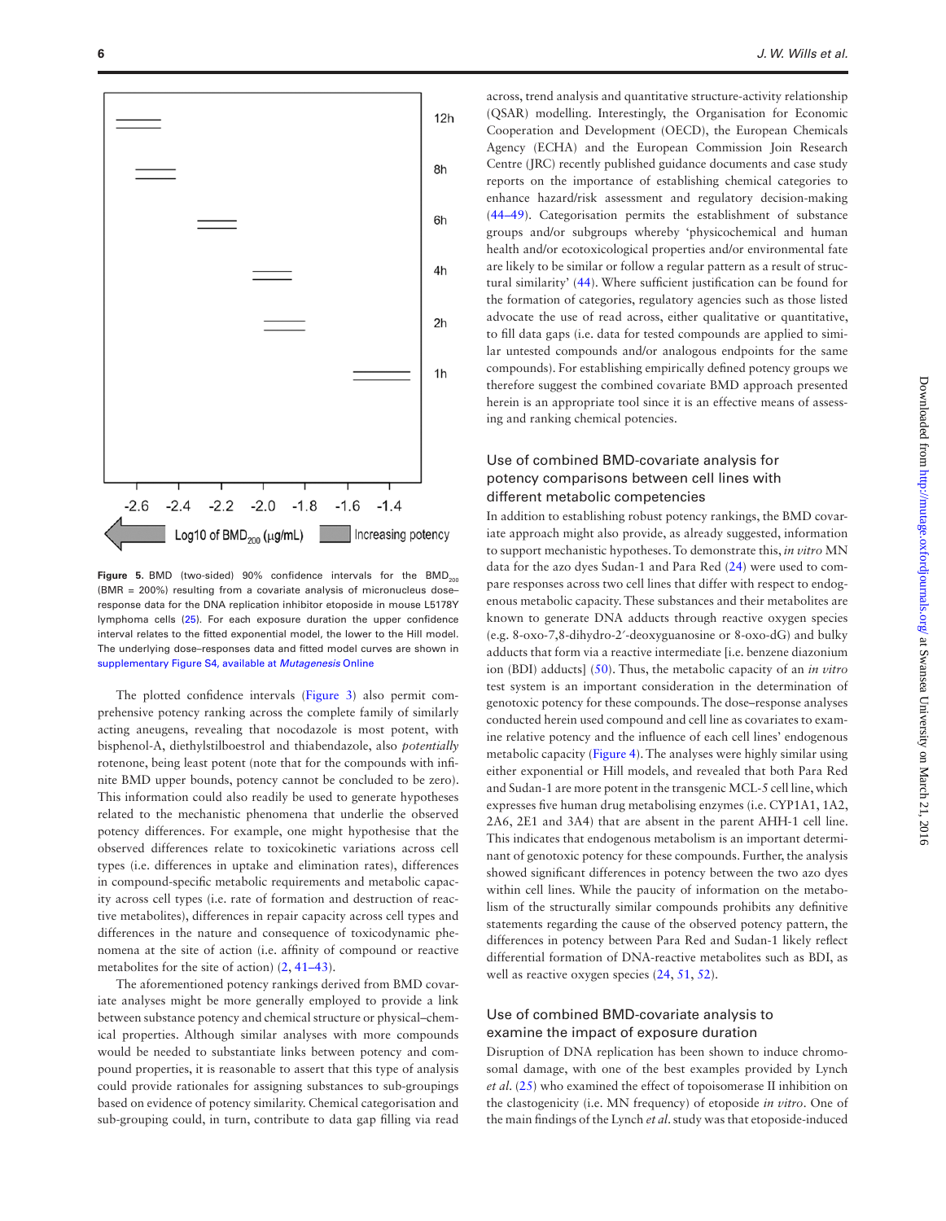Figure 5. BMD (two-sided) 90% confidence intervals for the $BMD_{200}$ (BMR = 200%) resulting from a covariate analysis of micronucleus dose–response data for the DNA replication inhibitor etoposide in mouse L5178Y lymphoma cells (25). For each exposure duration the upper confidence interval relates to the fitted exponential model, the lower to the Hill model. The underlying dose–responses data and fitted model curves are shown in supplementary Figure S4, available at *Mutagenesis* Online

The plotted confidence intervals (Figure 3) also permit comprehensive potency ranking across the complete family of similarly acting aneugens, revealing that nocodazole is most potent, with bisphenol-A, diethylstilboestrol and thiabendazole, also *potentially* rotenone, being least potent (note that for the compounds with infinite BMD upper bounds, potency cannot be concluded to be zero). This information could also readily be used to generate hypotheses related to the mechanistic phenomena that underlie the observed potency differences. For example, one might hypothesise that the observed differences relate to toxicokinetic variations across cell types (i.e. differences in uptake and elimination rates), differences in compound-specific metabolic requirements and metabolic capacity across cell types (i.e. rate of formation and destruction of reactive metabolites), differences in repair capacity across cell types and differences in the nature and consequence of toxicodynamic phenomena at the site of action (i.e. affinity of compound or reactive metabolites for the site of action) (2, 41–43).

The aforementioned potency rankings derived from BMD covariate analyses might be more generally employed to provide a link between substance potency and chemical structure or physical–chemical properties. Although similar analyses with more compounds would be needed to substantiate links between potency and compound properties, it is reasonable to assert that this type of analysis could provide rationales for assigning substances to sub-groupings based on evidence of potency similarity. Chemical categorisation and sub-grouping could, in turn, contribute to data gap filling via read across, trend analysis and quantitative structure-activity relationship (QSAR) modelling. Interestingly, the Organisation for Economic Cooperation and Development (OECD), the European Chemicals Agency (ECHA) and the European Commission Join Research Centre (JRC) recently published guidance documents and case study reports on the importance of establishing chemical categories to enhance hazard/risk assessment and regulatory decision-making (44–49). Categorisation permits the establishment of substance groups and/or subgroups whereby 'physicochemical and human health and/or ecotoxicological properties and/or environmental fate are likely to be similar or follow a regular pattern as a result of structural similarity' (44). Where sufficient justification can be found for the formation of categories, regulatory agencies such as those listed advocate the use of read across, either qualitative or quantitative, to fill data gaps (i.e. data for tested compounds are applied to similar untested compounds and/or analogous endpoints for the same compounds). For establishing empirically defined potency groups we therefore suggest the combined covariate BMD approach presented herein is an appropriate tool since it is an effective means of assessing and ranking chemical potencies.

## Use of combined BMD-covariate analysis for potency comparisons between cell lines with different metabolic competencies

In addition to establishing robust potency rankings, the BMD covariate approach might also provide, as already suggested, information to support mechanistic hypotheses. To demonstrate this, *in vitro* MN data for the azo dyes Sudan-1 and Para Red (24) were used to compare responses across two cell lines that differ with respect to endogenous metabolic capacity. These substances and their metabolites are known to generate DNA adducts through reactive oxygen species (e.g. 8-oxo-7,8-dihydro-2′-deoxyguanosine or 8-oxo-dG) and bulky adducts that form via a reactive intermediate [i.e. benzene diazonium ion (BDI) adducts] (50). Thus, the metabolic capacity of an *in vitro* test system is an important consideration in the determination of genotoxic potency for these compounds. The dose–response analyses conducted herein used compound and cell line as covariates to examine relative potency and the influence of each cell lines' endogenous metabolic capacity (Figure 4). The analyses were highly similar using either exponential or Hill models, and revealed that both Para Red and Sudan-1 are more potent in the transgenic MCL-5 cell line, which expresses five human drug metabolising enzymes (i.e. CYP1A1, 1A2, 2A6, 2E1 and 3A4) that are absent in the parent AHH-1 cell line. This indicates that endogenous metabolism is an important determinant of genotoxic potency for these compounds. Further, the analysis showed significant differences in potency between the two azo dyes within cell lines. While the paucity of information on the metabolism of the structurally similar compounds prohibits any definitive statements regarding the cause of the observed potency pattern, the differences in potency between Para Red and Sudan-1 likely reflect differential formation of DNA-reactive metabolites such as BDI, as well as reactive oxygen species (24, 51, 52).

## Use of combined BMD-covariate analysis to examine the impact of exposure duration

Disruption of DNA replication has been shown to induce chromosomal damage, with one of the best examples provided by Lynch *et al.* (25) who examined the effect of topoisomerase II inhibition on the clastogenicity (i.e. MN frequency) of etoposide *in vitro*. One of the main findings of the Lynch *et al.* study was that etoposide-induced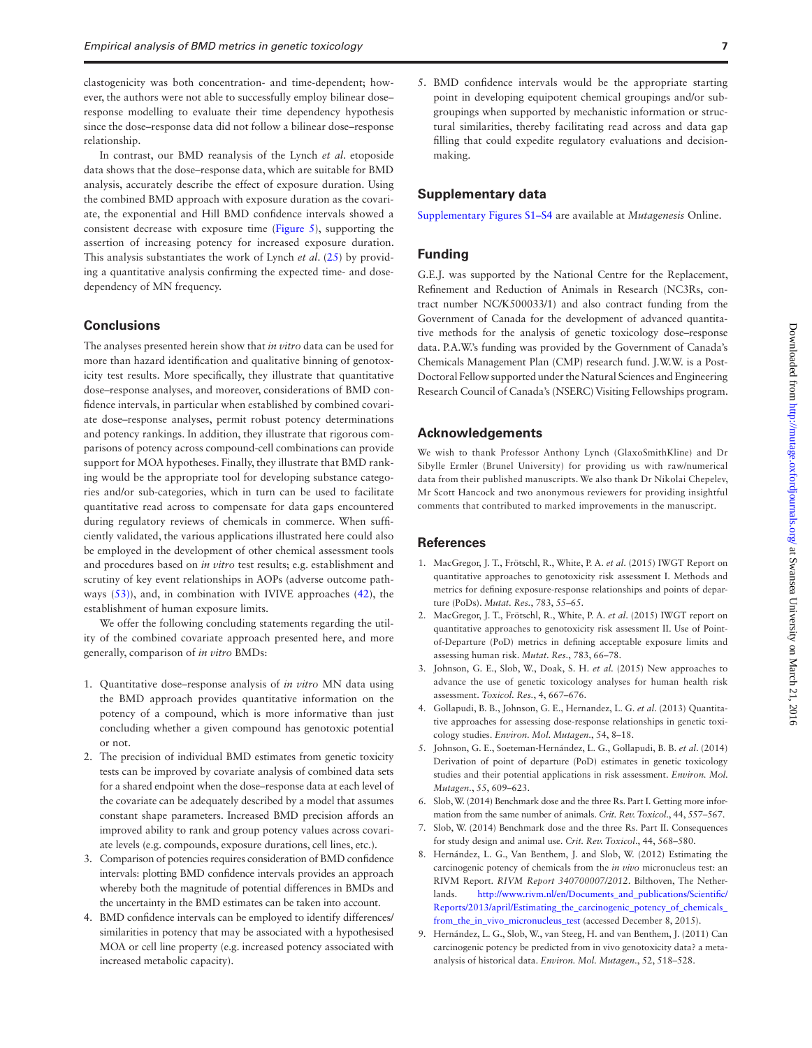clastogenicity was both concentration- and time-dependent; however, the authors were not able to successfully employ bilinear dose–response modelling to evaluate their time dependency hypothesis since the dose–response data did not follow a bilinear dose–response relationship.

In contrast, our BMD reanalysis of the Lynch *et al.* etoposide data shows that the dose–response data, which are suitable for BMD analysis, accurately describe the effect of exposure duration. Using the combined BMD approach with exposure duration as the covariate, the exponential and Hill BMD confidence intervals showed a consistent decrease with exposure time (Figure 5), supporting the assertion of increasing potency for increased exposure duration. This analysis substantiates the work of Lynch *et al.* (25) by providing a quantitative analysis confirming the expected time- and dose-dependency of MN frequency.

## Conclusions

The analyses presented herein show that *in vitro* data can be used for more than hazard identification and qualitative binning of genotoxicity test results. More specifically, they illustrate that quantitative dose–response analyses, and moreover, considerations of BMD confidence intervals, in particular when established by combined covariate dose–response analyses, permit robust potency determinations and potency rankings. In addition, they illustrate that rigorous comparisons of potency across compound-cell combinations can provide support for MOA hypotheses. Finally, they illustrate that BMD ranking would be the appropriate tool for developing substance categories and/or sub-categories, which in turn can be used to facilitate quantitative read across to compensate for data gaps encountered during regulatory reviews of chemicals in commerce. When sufficiently validated, the various applications illustrated here could also be employed in the development of other chemical assessment tools and procedures based on *in vitro* test results; e.g. establishment and scrutiny of key event relationships in AOPs (adverse outcome pathways (53)), and, in combination with IVIVE approaches (42), the establishment of human exposure limits.

We offer the following concluding statements regarding the utility of the combined covariate approach presented here, and more generally, comparison of *in vitro* BMDs:

1. Quantitative dose–response analysis of *in vitro* MN data using the BMD approach provides quantitative information on the potency of a compound, which is more informative than just concluding whether a given compound has genotoxic potential or not.
2. The precision of individual BMD estimates from genetic toxicity tests can be improved by covariate analysis of combined data sets for a shared endpoint when the dose–response data at each level of the covariate can be adequately described by a model that assumes constant shape parameters. Increased BMD precision affords an improved ability to rank and group potency values across covariate levels (e.g. compounds, exposure durations, cell lines, etc.).
3. Comparison of potencies requires consideration of BMD confidence intervals: plotting BMD confidence intervals provides an approach whereby both the magnitude of potential differences in BMDs and the uncertainty in the BMD estimates can be taken into account.
4. BMD confidence intervals can be employed to identify differences/similarities in potency that may be associated with a hypothesised MOA or cell line property (e.g. increased potency associated with increased metabolic capacity).
5. BMD confidence intervals would be the appropriate starting point in developing equipotent chemical groupings and/or sub-groupings when supported by mechanistic information or structural similarities, thereby facilitating read across and data gap filling that could expedite regulatory evaluations and decision-making.

## Supplementary data

Supplementary Figures S1–S4 are available at *Mutagenesis* Online.

## Funding

G.E.J. was supported by the National Centre for the Replacement, Refinement and Reduction of Animals in Research (NC3Rs, contract number NC/K500033/1) and also contract funding from the Government of Canada for the development of advanced quantitative methods for the analysis of genetic toxicology dose–response data. P.A.W.'s funding was provided by the Government of Canada's Chemicals Management Plan (CMP) research fund. J.W.W. is a Post-Doctoral Fellow supported under the Natural Sciences and Engineering Research Council of Canada's (NSERC) Visiting Fellowships program.

## Acknowledgements

We wish to thank Professor Anthony Lynch (GlaxoSmithKline) and Dr Sibylle Ermler (Brunel University) for providing us with raw/numerical data from their published manuscripts. We also thank Dr Nikolai Chepelev, Mr Scott Hancock and two anonymous reviewers for providing insightful comments that contributed to marked improvements in the manuscript.

## References

1. MacGregor, J. T., Frötschl, R., White, P. A. *et al.* (2015) IWGT Report on quantitative approaches to genotoxicity risk assessment I. Methods and metrics for defining exposure-response relationships and points of departure (PoDs). *Mutat. Res.*, 783, 55–65.
2. MacGregor, J. T., Frötschl, R., White, P. A. *et al.* (2015) IWGT report on quantitative approaches to genotoxicity risk assessment II. Use of Point-of-Departure (PoD) metrics in defining acceptable exposure limits and assessing human risk. *Mutat. Res.*, 783, 66–78.
3. Johnson, G. E., Slob, W., Doak, S. H. *et al.* (2015) New approaches to advance the use of genetic toxicology analyses for human health risk assessment. *Toxicol. Res.*, 4, 667–676.
4. Gollapudi, B. B., Johnson, G. E., Hernandez, L. G. *et al.* (2013) Quantitative approaches for assessing dose-response relationships in genetic toxicology studies. *Environ. Mol. Mutagen.*, 54, 8–18.
5. Johnson, G. E., Soeteman-Hernández, L. G., Gollapudi, B. B. *et al.* (2014) Derivation of point of departure (PoD) estimates in genetic toxicology studies and their potential applications in risk assessment. *Environ. Mol. Mutagen.*, 55, 609–623.
6. Slob, W. (2014) Benchmark dose and the three Rs. Part I. Getting more information from the same number of animals. *Crit. Rev. Toxicol.*, 44, 557–567.
7. Slob, W. (2014) Benchmark dose and the three Rs. Part II. Consequences for study design and animal use. *Crit. Rev. Toxicol.*, 44, 568–580.
8. Hernández, L. G., Van Benthem, J. and Slob, W. (2012) Estimating the carcinogenic potency of chemicals from the *in vivo* micronucleus test: an RIVM Report. *RIVM Report 340700007/2012*. Bilthoven, The Netherlands. http://www.rivm.nl/en/Documents_and_publications/Scientific/Reports/2013/april/Estimating_the_carcinogenic_potency_of_chemicals_from_the_in_vivo_micronucleus_test (accessed December 8, 2015).
9. Hernández, L. G., Slob, W., van Steeg, H. and van Benthem, J. (2011) Can carcinogenic potency be predicted from in vivo genotoxicity data? a meta-analysis of historical data. *Environ. Mol. Mutagen.*, 52, 518–528.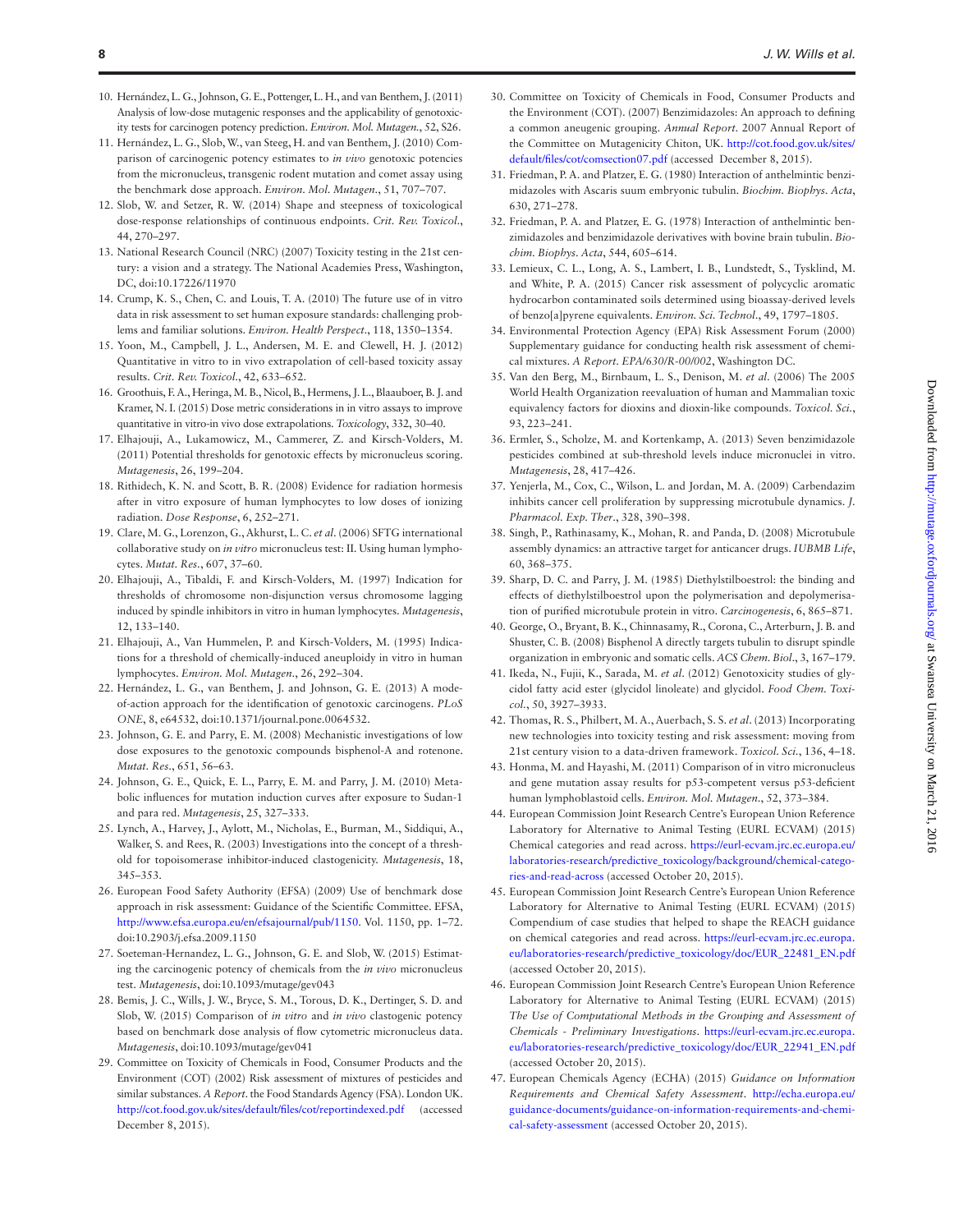10. Hernández, L. G., Johnson, G. E., Pottenger, L. H., and van Benthem, J. (2011) Analysis of low-dose mutagenic responses and the applicability of genotoxicity tests for carcinogen potency prediction. *Environ. Mol. Mutagen.*, 52, S26.
11. Hernández, L. G., Slob, W., van Steeg, H. and van Benthem, J. (2010) Comparison of carcinogenic potency estimates to *in vivo* genotoxic potencies from the micronucleus, transgenic rodent mutation and comet assay using the benchmark dose approach. *Environ. Mol. Mutagen.*, 51, 707–707.
12. Slob, W. and Setzer, R. W. (2014) Shape and steepness of toxicological dose-response relationships of continuous endpoints. *Crit. Rev. Toxicol.*, 44, 270–297.
13. National Research Council (NRC) (2007) Toxicity testing in the 21st century: a vision and a strategy. The National Academies Press, Washington, DC, doi:10.17226/11970
14. Crump, K. S., Chen, C. and Louis, T. A. (2010) The future use of in vitro data in risk assessment to set human exposure standards: challenging problems and familiar solutions. *Environ. Health Perspect.*, 118, 1350–1354.
15. Yoon, M., Campbell, J. L., Andersen, M. E. and Clewell, H. J. (2012) Quantitative in vitro to in vivo extrapolation of cell-based toxicity assay results. *Crit. Rev. Toxicol.*, 42, 633–652.
16. Groothuis, F. A., Heringa, M. B., Nicol, B., Hermens, J. L., Blaauboer, B. J. and Kramer, N. I. (2015) Dose metric considerations in in vitro assays to improve quantitative in vitro-in vivo dose extrapolations. *Toxicology*, 332, 30–40.
17. Elhajouji, A., Lukamowicz, M., Cammerer, Z. and Kirsch-Volders, M. (2011) Potential thresholds for genotoxic effects by micronucleus scoring. *Mutagenesis*, 26, 199–204.
18. Rithidech, K. N. and Scott, B. R. (2008) Evidence for radiation hormesis after in vitro exposure of human lymphocytes to low doses of ionizing radiation. *Dose Response*, 6, 252–271.
19. Clare, M. G., Lorenzon, G., Akhurst, L. C. *et al*. (2006) SFTG international collaborative study on *in vitro* micronucleus test: II. Using human lymphocytes. *Mutat. Res.*, 607, 37–60.
20. Elhajouji, A., Tibaldi, F. and Kirsch-Volders, M. (1997) Indication for thresholds of chromosome non-disjunction versus chromosome lagging induced by spindle inhibitors in vitro in human lymphocytes. *Mutagenesis*, 12, 133–140.
21. Elhajouji, A., Van Hummelen, P. and Kirsch-Volders, M. (1995) Indications for a threshold of chemically-induced aneuploidy in vitro in human lymphocytes. *Environ. Mol. Mutagen.*, 26, 292–304.
22. Hernández, L. G., van Benthem, J. and Johnson, G. E. (2013) A mode-of-action approach for the identification of genotoxic carcinogens. *PLoS ONE*, 8, e64532, doi:10.1371/journal.pone.0064532.
23. Johnson, G. E. and Parry, E. M. (2008) Mechanistic investigations of low dose exposures to the genotoxic compounds bisphenol-A and rotenone. *Mutat. Res.*, 651, 56–63.
24. Johnson, G. E., Quick, E. L., Parry, E. M. and Parry, J. M. (2010) Metabolic influences for mutation induction curves after exposure to Sudan-1 and para red. *Mutagenesis*, 25, 327–333.
25. Lynch, A., Harvey, J., Aylott, M., Nicholas, E., Burman, M., Siddiqui, A., Walker, S. and Rees, R. (2003) Investigations into the concept of a threshold for topoisomerase inhibitor-induced clastogenicity. *Mutagenesis*, 18, 345–353.
26. European Food Safety Authority (EFSA) (2009) Use of benchmark dose approach in risk assessment: Guidance of the Scientific Committee. EFSA, http://www.efsa.europa.eu/en/efsajournal/pub/1150. Vol. 1150, pp. 1–72. doi:10.2903/j.efsa.2009.1150
27. Soeteman-Hernandez, L. G., Johnson, G. E. and Slob, W. (2015) Estimating the carcinogenic potency of chemicals from the *in vivo* micronucleus test. *Mutagenesis*, doi:10.1093/mutage/gev043
28. Bemis, J. C., Wills, J. W., Bryce, S. M., Torous, D. K., Dertinger, S. D. and Slob, W. (2015) Comparison of *in vitro* and *in vivo* clastogenic potency based on benchmark dose analysis of flow cytometric micronucleus data. *Mutagenesis*, doi:10.1093/mutage/gev041
29. Committee on Toxicity of Chemicals in Food, Consumer Products and the Environment (COT) (2002) Risk assessment of mixtures of pesticides and similar substances. *A Report*. the Food Standards Agency (FSA). London UK. http://cot.food.gov.uk/sites/default/files/cot/reportindexed.pdf (accessed December 8, 2015).
30. Committee on Toxicity of Chemicals in Food, Consumer Products and the Environment (COT). (2007) Benzimidazoles: An approach to defining a common aneugenic grouping. *Annual Report*. 2007 Annual Report of the Committee on Mutagenicity Chiton, UK. http://cot.food.gov.uk/sites/default/files/cot/comsection07.pdf (accessed December 8, 2015).
31. Friedman, P. A. and Platzer, E. G. (1980) Interaction of anthelmintic benzimidazoles with Ascaris suum embryonic tubulin. *Biochim. Biophys. Acta*, 630, 271–278.
32. Friedman, P. A. and Platzer, E. G. (1978) Interaction of anthelmintic benzimidazoles and benzimidazole derivatives with bovine brain tubulin. *Biochim. Biophys. Acta*, 544, 605–614.
33. Lemieux, C. L., Long, A. S., Lambert, I. B., Lundstedt, S., Tysklind, M. and White, P. A. (2015) Cancer risk assessment of polycyclic aromatic hydrocarbon contaminated soils determined using bioassay-derived levels of benzo[a]pyrene equivalents. *Environ. Sci. Technol.*, 49, 1797–1805.
34. Environmental Protection Agency (EPA) Risk Assessment Forum (2000) Supplementary guidance for conducting health risk assessment of chemical mixtures. *A Report. EPA/630/R-00/002*, Washington DC.
35. Van den Berg, M., Birnbaum, L. S., Denison, M. *et al*. (2006) The 2005 World Health Organization reevaluation of human and Mammalian toxic equivalency factors for dioxins and dioxin-like compounds. *Toxicol. Sci.*, 93, 223–241.
36. Ermler, S., Scholze, M. and Kortenkamp, A. (2013) Seven benzimidazole pesticides combined at sub-threshold levels induce micronuclei in vitro. *Mutagenesis*, 28, 417–426.
37. Yenjerla, M., Cox, C., Wilson, L. and Jordan, M. A. (2009) Carbendazim inhibits cancer cell proliferation by suppressing microtubule dynamics. *J. Pharmacol. Exp. Ther.*, 328, 390–398.
38. Singh, P., Rathinasamy, K., Mohan, R. and Panda, D. (2008) Microtubule assembly dynamics: an attractive target for anticancer drugs. *IUBMB Life*, 60, 368–375.
39. Sharp, D. C. and Parry, J. M. (1985) Diethylstilboestrol: the binding and effects of diethylstilboestrol upon the polymerisation and depolymerisation of purified microtubule protein in vitro. *Carcinogenesis*, 6, 865–871.
40. George, O., Bryant, B. K., Chinnasamy, R., Corona, C., Arterburn, J. B. and Shuster, C. B. (2008) Bisphenol A directly targets tubulin to disrupt spindle organization in embryonic and somatic cells. *ACS Chem. Biol.*, 3, 167–179.
41. Ikeda, N., Fujii, K., Sarada, M. *et al*. (2012) Genotoxicity studies of glycidol fatty acid ester (glycidol linoleate) and glycidol. *Food Chem. Toxicol.*, 50, 3927–3933.
42. Thomas, R. S., Philbert, M. A., Auerbach, S. S. *et al*. (2013) Incorporating new technologies into toxicity testing and risk assessment: moving from 21st century vision to a data-driven framework. *Toxicol. Sci.*, 136, 4–18.
43. Honma, M. and Hayashi, M. (2011) Comparison of in vitro micronucleus and gene mutation assay results for p53-competent versus p53-deficient human lymphoblastoid cells. *Environ. Mol. Mutagen.*, 52, 373–384.
44. European Commission Joint Research Centre's European Union Reference Laboratory for Alternative to Animal Testing (EURL ECVAM) (2015) Chemical categories and read across. https://eurl-ecvam.jrc.ec.europa.eu/laboratories-research/predictive_toxicology/background/chemical-categories-and-read-across (accessed October 20, 2015).
45. European Commission Joint Research Centre's European Union Reference Laboratory for Alternative to Animal Testing (EURL ECVAM) (2015) Compendium of case studies that helped to shape the REACH guidance on chemical categories and read across. https://eurl-ecvam.jrc.ec.europa.eu/laboratories-research/predictive_toxicology/doc/EUR_22481_EN.pdf (accessed October 20, 2015).
46. European Commission Joint Research Centre's European Union Reference Laboratory for Alternative to Animal Testing (EURL ECVAM) (2015) *The Use of Computational Methods in the Grouping and Assessment of Chemicals - Preliminary Investigations*. https://eurl-ecvam.jrc.ec.europa.eu/laboratories-research/predictive_toxicology/doc/EUR_22941_EN.pdf (accessed October 20, 2015).
47. European Chemicals Agency (ECHA) (2015) *Guidance on Information Requirements and Chemical Safety Assessment*. http://echa.europa.eu/guidance-documents/guidance-on-information-requirements-and-chemical-safety-assessment (accessed October 20, 2015).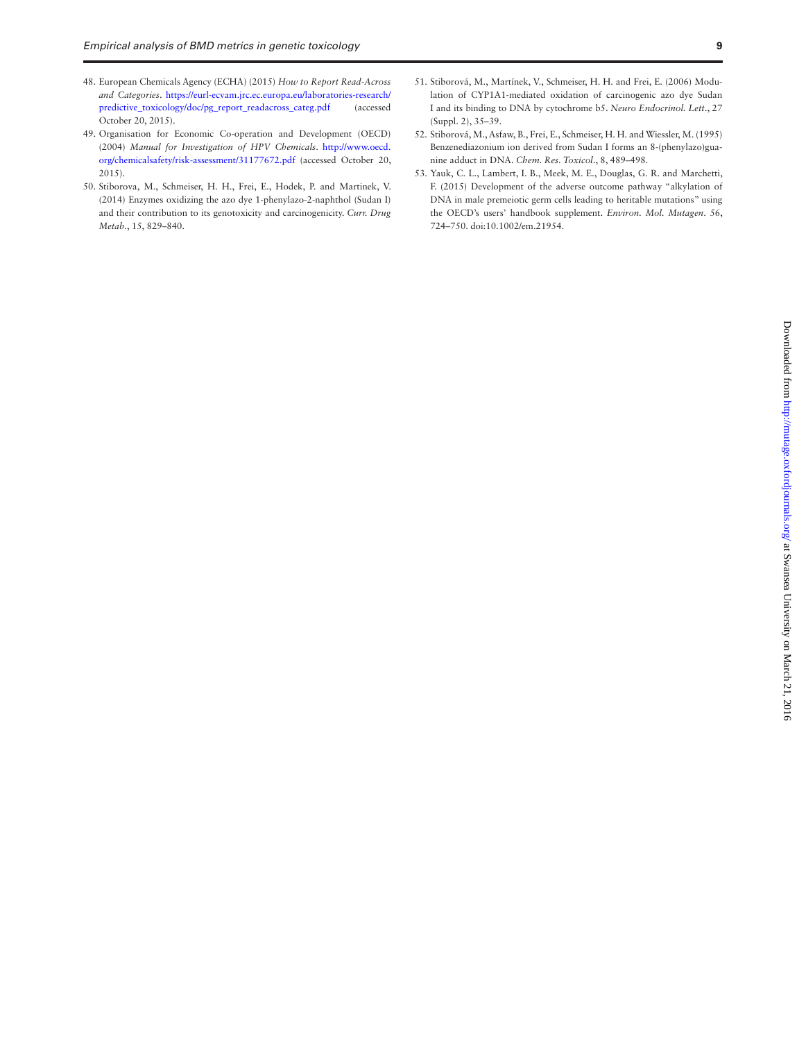48. European Chemicals Agency (ECHA) (2015) *How to Report Read-Across and Categories*. https://eurl-ecvam.jrc.ec.europa.eu/laboratories-research/predictive_toxicology/doc/pg_report_readacross_categ.pdf (accessed October 20, 2015).
49. Organisation for Economic Co-operation and Development (OECD) (2004) *Manual for Investigation of HPV Chemicals*. http://www.oecd.org/chemicalsafety/risk-assessment/31177672.pdf (accessed October 20, 2015).
50. Stiborova, M., Schmeiser, H. H., Frei, E., Hodek, P. and Martinek, V. (2014) Enzymes oxidizing the azo dye 1-phenylazo-2-naphthol (Sudan I) and their contribution to its genotoxicity and carcinogenicity. *Curr. Drug Metab*., 15, 829–840.
51. Stiborová, M., Martínek, V., Schmeiser, H. H. and Frei, E. (2006) Modulation of CYP1A1-mediated oxidation of carcinogenic azo dye Sudan I and its binding to DNA by cytochrome b5. *Neuro Endocrinol. Lett*., 27 (Suppl. 2), 35–39.
52. Stiborová, M., Asfaw, B., Frei, E., Schmeiser, H. H. and Wiessler, M. (1995) Benzenediazonium ion derived from Sudan I forms an 8-(phenylazo)guanine adduct in DNA. *Chem. Res. Toxicol*., 8, 489–498.
53. Yauk, C. L., Lambert, I. B., Meek, M. E., Douglas, G. R. and Marchetti, F. (2015) Development of the adverse outcome pathway "alkylation of DNA in male premeiotic germ cells leading to heritable mutations" using the OECD's users' handbook supplement. *Environ. Mol. Mutagen*. 56, 724–750. doi:10.1002/em.21954.